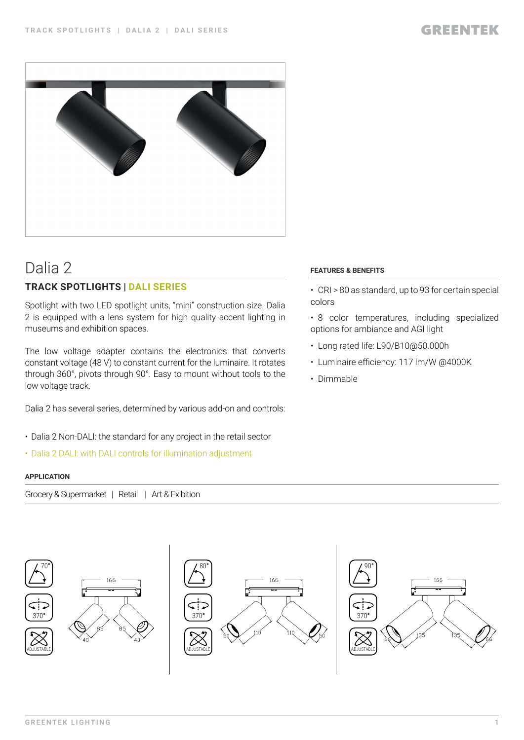# Dalia 2

## TRACK SPOTLIGHTS | DALI SERIES

Spotlight with two LED spotlight units, "mini" construction size. Dalia 2 is equipped with a lens system for high quality accent lighting in museums and exhibition spaces.

The low voltage adapter contains the electronics that converts constant voltage (48 V) to constant current for the luminaire. It rotates through 360°, pivots through 90°. Easy to mount without tools to the low voltage track.

Dalia 2 has several series, determined by various add-on and controls:

- Dalia 2 Non-DALI: the standard for any project in the retail sector
- Dalia 2 DALI: with DALI controls for illumination adjustment

### FEATURES & BENEFITS

- CRI > 80 as standard, up to 93 for certain special colors
- 8 color temperatures, including specialized options for ambiance and AGI light
- Long rated life: L90/B10@50.000h
- Luminaire efficiency: 117 lm/W @4000K
- Dimmable

### APPLICATION

Grocery & Supermarket | Retail | Art & Exibition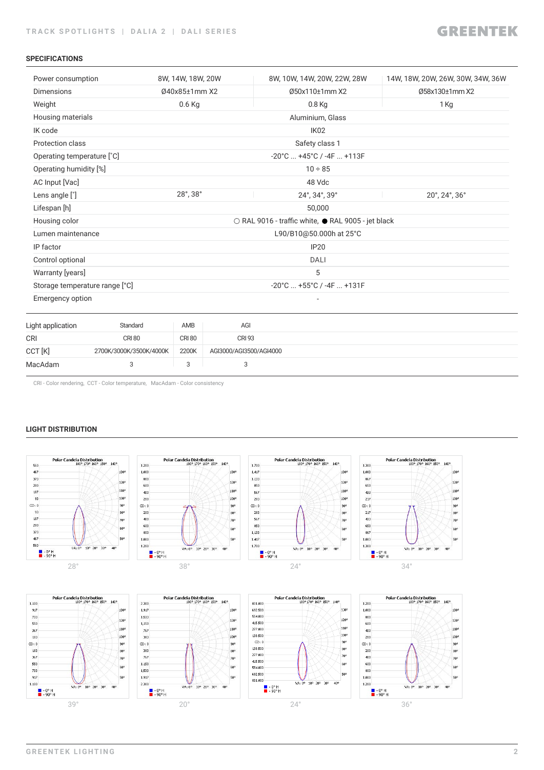## SPECIFICATIONS

| | | | |
|---|---|---|---|
| Power consumption | 8W, 14W, 18W, 20W | 8W, 10W, 14W, 20W, 22W, 28W | 14W, 18W, 20W, 26W, 30W, 34W, 36W |
| Dimensions | Ø40x85±1mm X2 | Ø50x110±1mm X2 | Ø58x130±1mm X2 |
| Weight | 0.6 Kg | 0.8 Kg | 1 Kg |
| Housing materials | Aluminium, Glass | | |
| IK code | IK02 | | |
| Protection class | Safety class 1 | | |
| Operating temperature [°C] | -20°C ... +45°C / -4F ... +113F | | |
| Operating humidity [%] | 10 ÷ 85 | | |
| AC Input [Vac] | 48 Vdc | | |
| Lens angle [°] | 28°, 38° | 24°, 34°, 39° | 20°, 24°, 36° |
| Lifespan [h] | 50,000 | | |
| Housing color | ○ RAL 9016 - traffic white, ● RAL 9005 - jet black | | |
| Lumen maintenance | L90/B10@50.000h at 25°C | | |
| IP factor | IP20 | | |
| Control optional | DALI | | |
| Warranty [years] | 5 | | |
| Storage temperature range [°C] | -20°C ... +55°C / -4F ... +131F | | |
| Emergency option | - | | |

| Light application | Standard | AMB | AGI |
|---|---|---|---|
| CRI | CRI 80 | CRI 80 | CRI 93 |
| CCT [K] | 2700K/3000K/3500K/4000K | 2200K | AGI3000/AGI3500/AGI4000 |
| MacAdam | 3 | 3 | 3 |

CRI - Color rendering, CCT - Color temperature, MacAdam - Color consistency

## LIGHT DISTRIBUTION

28° 38° 24° 34°

39° 20° 24° 36°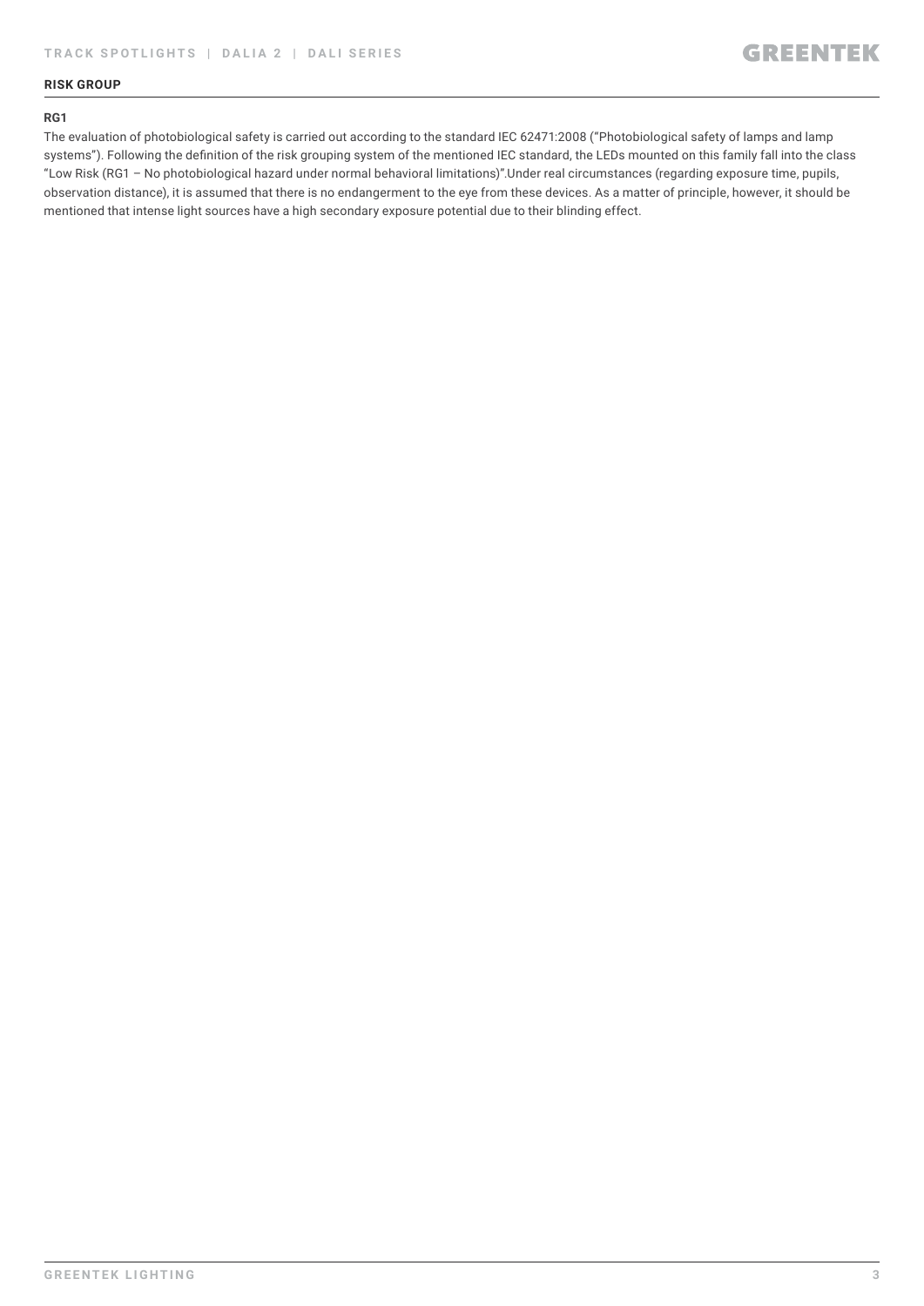## RISK GROUP

### RG1

The evaluation of photobiological safety is carried out according to the standard IEC 62471:2008 ("Photobiological safety of lamps and lamp systems"). Following the definition of the risk grouping system of the mentioned IEC standard, the LEDs mounted on this family fall into the class "Low Risk (RG1 – No photobiological hazard under normal behavioral limitations)".Under real circumstances (regarding exposure time, pupils, observation distance), it is assumed that there is no endangerment to the eye from these devices. As a matter of principle, however, it should be mentioned that intense light sources have a high secondary exposure potential due to their blinding effect.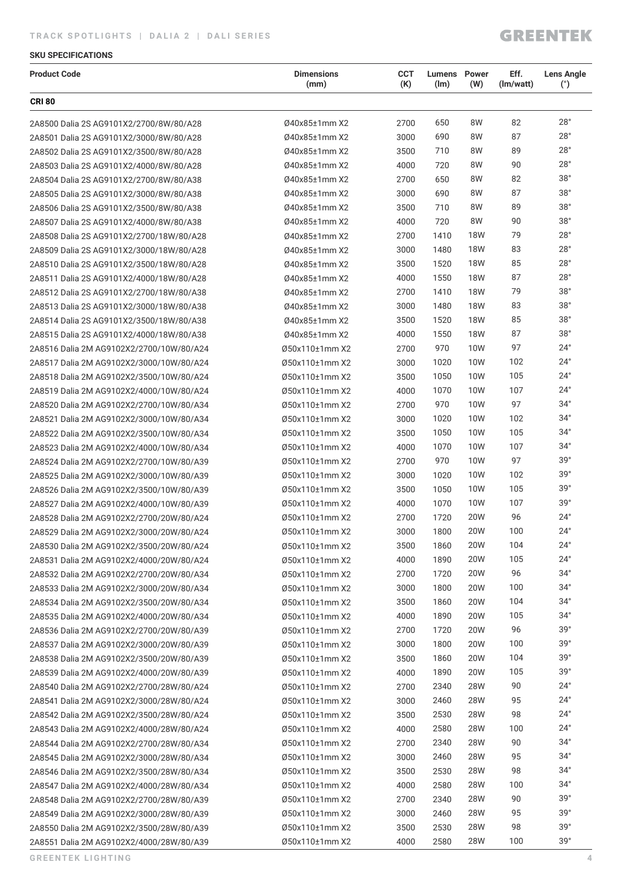TRACK SPOTLIGHTS | DALIA 2 | DALI SERIES

**SKU SPECIFICATIONS**

| Product Code | Dimensions (mm) | CCT (K) | Lumens (lm) | Power (W) | Eff. (lm/watt) | Lens Angle (°) |
|---|---|---|---|---|---|---|
| **CRI 80** | | | | | | |
| 2A8500 Dalia 2S AG9101X2/2700/8W/80/A28 | Ø40x85±1mm X2 | 2700 | 650 | 8W | 82 | 28° |
| 2A8501 Dalia 2S AG9101X2/3000/8W/80/A28 | Ø40x85±1mm X2 | 3000 | 690 | 8W | 87 | 28° |
| 2A8502 Dalia 2S AG9101X2/3500/8W/80/A28 | Ø40x85±1mm X2 | 3500 | 710 | 8W | 89 | 28° |
| 2A8503 Dalia 2S AG9101X2/4000/8W/80/A28 | Ø40x85±1mm X2 | 4000 | 720 | 8W | 90 | 28° |
| 2A8504 Dalia 2S AG9101X2/2700/8W/80/A38 | Ø40x85±1mm X2 | 2700 | 650 | 8W | 82 | 38° |
| 2A8505 Dalia 2S AG9101X2/3000/8W/80/A38 | Ø40x85±1mm X2 | 3000 | 690 | 8W | 87 | 38° |
| 2A8506 Dalia 2S AG9101X2/3500/8W/80/A38 | Ø40x85±1mm X2 | 3500 | 710 | 8W | 89 | 38° |
| 2A8507 Dalia 2S AG9101X2/4000/8W/80/A38 | Ø40x85±1mm X2 | 4000 | 720 | 8W | 90 | 38° |
| 2A8508 Dalia 2S AG9101X2/2700/18W/80/A28 | Ø40x85±1mm X2 | 2700 | 1410 | 18W | 79 | 28° |
| 2A8509 Dalia 2S AG9101X2/3000/18W/80/A28 | Ø40x85±1mm X2 | 3000 | 1480 | 18W | 83 | 28° |
| 2A8510 Dalia 2S AG9101X2/3500/18W/80/A28 | Ø40x85±1mm X2 | 3500 | 1520 | 18W | 85 | 28° |
| 2A8511 Dalia 2S AG9101X2/4000/18W/80/A28 | Ø40x85±1mm X2 | 4000 | 1550 | 18W | 87 | 28° |
| 2A8512 Dalia 2S AG9101X2/2700/18W/80/A38 | Ø40x85±1mm X2 | 2700 | 1410 | 18W | 79 | 38° |
| 2A8513 Dalia 2S AG9101X2/3000/18W/80/A38 | Ø40x85±1mm X2 | 3000 | 1480 | 18W | 83 | 38° |
| 2A8514 Dalia 2S AG9101X2/3500/18W/80/A38 | Ø40x85±1mm X2 | 3500 | 1520 | 18W | 85 | 38° |
| 2A8515 Dalia 2S AG9101X2/4000/18W/80/A38 | Ø40x85±1mm X2 | 4000 | 1550 | 18W | 87 | 38° |
| 2A8516 Dalia 2M AG9102X2/2700/10W/80/A24 | Ø50x110±1mm X2 | 2700 | 970 | 10W | 97 | 24° |
| 2A8517 Dalia 2M AG9102X2/3000/10W/80/A24 | Ø50x110±1mm X2 | 3000 | 1020 | 10W | 102 | 24° |
| 2A8518 Dalia 2M AG9102X2/3500/10W/80/A24 | Ø50x110±1mm X2 | 3500 | 1050 | 10W | 105 | 24° |
| 2A8519 Dalia 2M AG9102X2/4000/10W/80/A24 | Ø50x110±1mm X2 | 4000 | 1070 | 10W | 107 | 24° |
| 2A8520 Dalia 2M AG9102X2/2700/10W/80/A34 | Ø50x110±1mm X2 | 2700 | 970 | 10W | 97 | 34° |
| 2A8521 Dalia 2M AG9102X2/3000/10W/80/A34 | Ø50x110±1mm X2 | 3000 | 1020 | 10W | 102 | 34° |
| 2A8522 Dalia 2M AG9102X2/3500/10W/80/A34 | Ø50x110±1mm X2 | 3500 | 1050 | 10W | 105 | 34° |
| 2A8523 Dalia 2M AG9102X2/4000/10W/80/A34 | Ø50x110±1mm X2 | 4000 | 1070 | 10W | 107 | 34° |
| 2A8524 Dalia 2M AG9102X2/2700/10W/80/A39 | Ø50x110±1mm X2 | 2700 | 970 | 10W | 97 | 39° |
| 2A8525 Dalia 2M AG9102X2/3000/10W/80/A39 | Ø50x110±1mm X2 | 3000 | 1020 | 10W | 102 | 39° |
| 2A8526 Dalia 2M AG9102X2/3500/10W/80/A39 | Ø50x110±1mm X2 | 3500 | 1050 | 10W | 105 | 39° |
| 2A8527 Dalia 2M AG9102X2/4000/10W/80/A39 | Ø50x110±1mm X2 | 4000 | 1070 | 10W | 107 | 39° |
| 2A8528 Dalia 2M AG9102X2/2700/20W/80/A24 | Ø50x110±1mm X2 | 2700 | 1720 | 20W | 96 | 24° |
| 2A8529 Dalia 2M AG9102X2/3000/20W/80/A24 | Ø50x110±1mm X2 | 3000 | 1800 | 20W | 100 | 24° |
| 2A8530 Dalia 2M AG9102X2/3500/20W/80/A24 | Ø50x110±1mm X2 | 3500 | 1860 | 20W | 104 | 24° |
| 2A8531 Dalia 2M AG9102X2/4000/20W/80/A24 | Ø50x110±1mm X2 | 4000 | 1890 | 20W | 105 | 24° |
| 2A8532 Dalia 2M AG9102X2/2700/20W/80/A34 | Ø50x110±1mm X2 | 2700 | 1720 | 20W | 96 | 34° |
| 2A8533 Dalia 2M AG9102X2/3000/20W/80/A34 | Ø50x110±1mm X2 | 3000 | 1800 | 20W | 100 | 34° |
| 2A8534 Dalia 2M AG9102X2/3500/20W/80/A34 | Ø50x110±1mm X2 | 3500 | 1860 | 20W | 104 | 34° |
| 2A8535 Dalia 2M AG9102X2/4000/20W/80/A34 | Ø50x110±1mm X2 | 4000 | 1890 | 20W | 105 | 34° |
| 2A8536 Dalia 2M AG9102X2/2700/20W/80/A39 | Ø50x110±1mm X2 | 2700 | 1720 | 20W | 96 | 39° |
| 2A8537 Dalia 2M AG9102X2/3000/20W/80/A39 | Ø50x110±1mm X2 | 3000 | 1800 | 20W | 100 | 39° |
| 2A8538 Dalia 2M AG9102X2/3500/20W/80/A39 | Ø50x110±1mm X2 | 3500 | 1860 | 20W | 104 | 39° |
| 2A8539 Dalia 2M AG9102X2/4000/20W/80/A39 | Ø50x110±1mm X2 | 4000 | 1890 | 20W | 105 | 39° |
| 2A8540 Dalia 2M AG9102X2/2700/28W/80/A24 | Ø50x110±1mm X2 | 2700 | 2340 | 28W | 90 | 24° |
| 2A8541 Dalia 2M AG9102X2/3000/28W/80/A24 | Ø50x110±1mm X2 | 3000 | 2460 | 28W | 95 | 24° |
| 2A8542 Dalia 2M AG9102X2/3500/28W/80/A24 | Ø50x110±1mm X2 | 3500 | 2530 | 28W | 98 | 24° |
| 2A8543 Dalia 2M AG9102X2/4000/28W/80/A24 | Ø50x110±1mm X2 | 4000 | 2580 | 28W | 100 | 24° |
| 2A8544 Dalia 2M AG9102X2/2700/28W/80/A34 | Ø50x110±1mm X2 | 2700 | 2340 | 28W | 90 | 34° |
| 2A8545 Dalia 2M AG9102X2/3000/28W/80/A34 | Ø50x110±1mm X2 | 3000 | 2460 | 28W | 95 | 34° |
| 2A8546 Dalia 2M AG9102X2/3500/28W/80/A34 | Ø50x110±1mm X2 | 3500 | 2530 | 28W | 98 | 34° |
| 2A8547 Dalia 2M AG9102X2/4000/28W/80/A34 | Ø50x110±1mm X2 | 4000 | 2580 | 28W | 100 | 34° |
| 2A8548 Dalia 2M AG9102X2/2700/28W/80/A39 | Ø50x110±1mm X2 | 2700 | 2340 | 28W | 90 | 39° |
| 2A8549 Dalia 2M AG9102X2/3000/28W/80/A39 | Ø50x110±1mm X2 | 3000 | 2460 | 28W | 95 | 39° |
| 2A8550 Dalia 2M AG9102X2/3500/28W/80/A39 | Ø50x110±1mm X2 | 3500 | 2530 | 28W | 98 | 39° |
| 2A8551 Dalia 2M AG9102X2/4000/28W/80/A39 | Ø50x110±1mm X2 | 4000 | 2580 | 28W | 100 | 39° |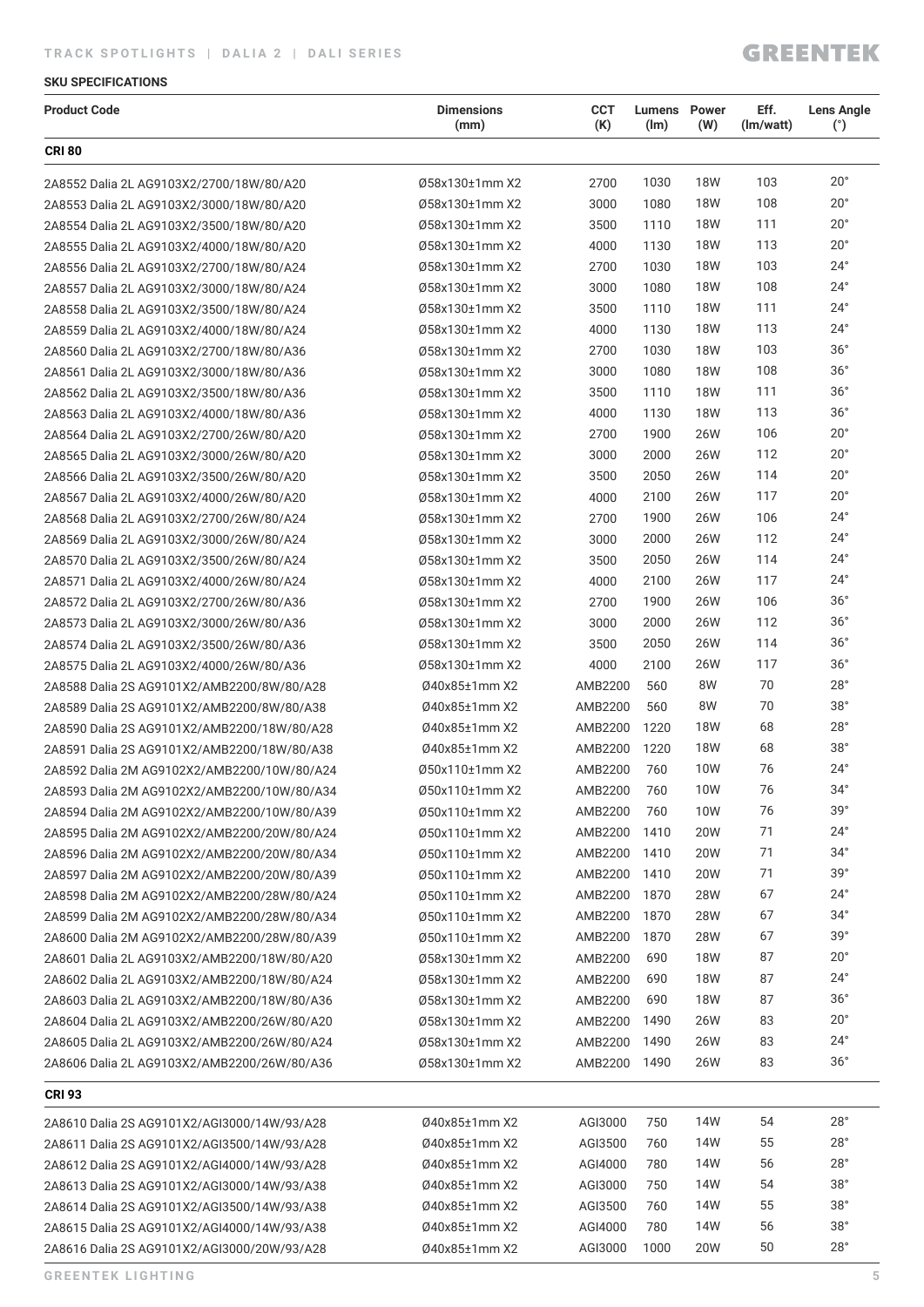## SKU SPECIFICATIONS

| Product Code | Dimensions (mm) | CCT (K) | Lumens (lm) | Power (W) | Eff. (lm/watt) | Lens Angle (°) |
|---|---|---|---|---|---|---|
| **CRI 80** | | | | | | |
| 2A8552 Dalia 2L AG9103X2/2700/18W/80/A20 | Ø58x130±1mm X2 | 2700 | 1030 | 18W | 103 | 20° |
| 2A8553 Dalia 2L AG9103X2/3000/18W/80/A20 | Ø58x130±1mm X2 | 3000 | 1080 | 18W | 108 | 20° |
| 2A8554 Dalia 2L AG9103X2/3500/18W/80/A20 | Ø58x130±1mm X2 | 3500 | 1110 | 18W | 111 | 20° |
| 2A8555 Dalia 2L AG9103X2/4000/18W/80/A20 | Ø58x130±1mm X2 | 4000 | 1130 | 18W | 113 | 20° |
| 2A8556 Dalia 2L AG9103X2/2700/18W/80/A24 | Ø58x130±1mm X2 | 2700 | 1030 | 18W | 103 | 24° |
| 2A8557 Dalia 2L AG9103X2/3000/18W/80/A24 | Ø58x130±1mm X2 | 3000 | 1080 | 18W | 108 | 24° |
| 2A8558 Dalia 2L AG9103X2/3500/18W/80/A24 | Ø58x130±1mm X2 | 3500 | 1110 | 18W | 111 | 24° |
| 2A8559 Dalia 2L AG9103X2/4000/18W/80/A24 | Ø58x130±1mm X2 | 4000 | 1130 | 18W | 113 | 24° |
| 2A8560 Dalia 2L AG9103X2/2700/18W/80/A36 | Ø58x130±1mm X2 | 2700 | 1030 | 18W | 103 | 36° |
| 2A8561 Dalia 2L AG9103X2/3000/18W/80/A36 | Ø58x130±1mm X2 | 3000 | 1080 | 18W | 108 | 36° |
| 2A8562 Dalia 2L AG9103X2/3500/18W/80/A36 | Ø58x130±1mm X2 | 3500 | 1110 | 18W | 111 | 36° |
| 2A8563 Dalia 2L AG9103X2/4000/18W/80/A36 | Ø58x130±1mm X2 | 4000 | 1130 | 18W | 113 | 36° |
| 2A8564 Dalia 2L AG9103X2/2700/26W/80/A20 | Ø58x130±1mm X2 | 2700 | 1900 | 26W | 106 | 20° |
| 2A8565 Dalia 2L AG9103X2/3000/26W/80/A20 | Ø58x130±1mm X2 | 3000 | 2000 | 26W | 112 | 20° |
| 2A8566 Dalia 2L AG9103X2/3500/26W/80/A20 | Ø58x130±1mm X2 | 3500 | 2050 | 26W | 114 | 20° |
| 2A8567 Dalia 2L AG9103X2/4000/26W/80/A20 | Ø58x130±1mm X2 | 4000 | 2100 | 26W | 117 | 20° |
| 2A8568 Dalia 2L AG9103X2/2700/26W/80/A24 | Ø58x130±1mm X2 | 2700 | 1900 | 26W | 106 | 24° |
| 2A8569 Dalia 2L AG9103X2/3000/26W/80/A24 | Ø58x130±1mm X2 | 3000 | 2000 | 26W | 112 | 24° |
| 2A8570 Dalia 2L AG9103X2/3500/26W/80/A24 | Ø58x130±1mm X2 | 3500 | 2050 | 26W | 114 | 24° |
| 2A8571 Dalia 2L AG9103X2/4000/26W/80/A24 | Ø58x130±1mm X2 | 4000 | 2100 | 26W | 117 | 24° |
| 2A8572 Dalia 2L AG9103X2/2700/26W/80/A36 | Ø58x130±1mm X2 | 2700 | 1900 | 26W | 106 | 36° |
| 2A8573 Dalia 2L AG9103X2/3000/26W/80/A36 | Ø58x130±1mm X2 | 3000 | 2000 | 26W | 112 | 36° |
| 2A8574 Dalia 2L AG9103X2/3500/26W/80/A36 | Ø58x130±1mm X2 | 3500 | 2050 | 26W | 114 | 36° |
| 2A8575 Dalia 2L AG9103X2/4000/26W/80/A36 | Ø58x130±1mm X2 | 4000 | 2100 | 26W | 117 | 36° |
| 2A8588 Dalia 2S AG9101X2/AMB2200/8W/80/A28 | Ø40x85±1mm X2 | AMB2200 | 560 | 8W | 70 | 28° |
| 2A8589 Dalia 2S AG9101X2/AMB2200/8W/80/A38 | Ø40x85±1mm X2 | AMB2200 | 560 | 8W | 70 | 38° |
| 2A8590 Dalia 2S AG9101X2/AMB2200/18W/80/A28 | Ø40x85±1mm X2 | AMB2200 | 1220 | 18W | 68 | 28° |
| 2A8591 Dalia 2S AG9101X2/AMB2200/18W/80/A38 | Ø40x85±1mm X2 | AMB2200 | 1220 | 18W | 68 | 38° |
| 2A8592 Dalia 2M AG9102X2/AMB2200/10W/80/A24 | Ø50x110±1mm X2 | AMB2200 | 760 | 10W | 76 | 24° |
| 2A8593 Dalia 2M AG9102X2/AMB2200/10W/80/A34 | Ø50x110±1mm X2 | AMB2200 | 760 | 10W | 76 | 34° |
| 2A8594 Dalia 2M AG9102X2/AMB2200/10W/80/A39 | Ø50x110±1mm X2 | AMB2200 | 760 | 10W | 76 | 39° |
| 2A8595 Dalia 2M AG9102X2/AMB2200/20W/80/A24 | Ø50x110±1mm X2 | AMB2200 | 1410 | 20W | 71 | 24° |
| 2A8596 Dalia 2M AG9102X2/AMB2200/20W/80/A34 | Ø50x110±1mm X2 | AMB2200 | 1410 | 20W | 71 | 34° |
| 2A8597 Dalia 2M AG9102X2/AMB2200/20W/80/A39 | Ø50x110±1mm X2 | AMB2200 | 1410 | 20W | 71 | 39° |
| 2A8598 Dalia 2M AG9102X2/AMB2200/28W/80/A24 | Ø50x110±1mm X2 | AMB2200 | 1870 | 28W | 67 | 24° |
| 2A8599 Dalia 2M AG9102X2/AMB2200/28W/80/A34 | Ø50x110±1mm X2 | AMB2200 | 1870 | 28W | 67 | 34° |
| 2A8600 Dalia 2M AG9102X2/AMB2200/28W/80/A39 | Ø50x110±1mm X2 | AMB2200 | 1870 | 28W | 67 | 39° |
| 2A8601 Dalia 2L AG9103X2/AMB2200/18W/80/A20 | Ø58x130±1mm X2 | AMB2200 | 690 | 18W | 87 | 20° |
| 2A8602 Dalia 2L AG9103X2/AMB2200/18W/80/A24 | Ø58x130±1mm X2 | AMB2200 | 690 | 18W | 87 | 24° |
| 2A8603 Dalia 2L AG9103X2/AMB2200/18W/80/A36 | Ø58x130±1mm X2 | AMB2200 | 690 | 18W | 87 | 36° |
| 2A8604 Dalia 2L AG9103X2/AMB2200/26W/80/A20 | Ø58x130±1mm X2 | AMB2200 | 1490 | 26W | 83 | 20° |
| 2A8605 Dalia 2L AG9103X2/AMB2200/26W/80/A24 | Ø58x130±1mm X2 | AMB2200 | 1490 | 26W | 83 | 24° |
| 2A8606 Dalia 2L AG9103X2/AMB2200/26W/80/A36 | Ø58x130±1mm X2 | AMB2200 | 1490 | 26W | 83 | 36° |
| **CRI 93** | | | | | | |
| 2A8610 Dalia 2S AG9101X2/AGI3000/14W/93/A28 | Ø40x85±1mm X2 | AGI3000 | 750 | 14W | 54 | 28° |
| 2A8611 Dalia 2S AG9101X2/AGI3500/14W/93/A28 | Ø40x85±1mm X2 | AGI3500 | 760 | 14W | 55 | 28° |
| 2A8612 Dalia 2S AG9101X2/AGI4000/14W/93/A28 | Ø40x85±1mm X2 | AGI4000 | 780 | 14W | 56 | 28° |
| 2A8613 Dalia 2S AG9101X2/AGI3000/14W/93/A38 | Ø40x85±1mm X2 | AGI3000 | 750 | 14W | 54 | 38° |
| 2A8614 Dalia 2S AG9101X2/AGI3500/14W/93/A38 | Ø40x85±1mm X2 | AGI3500 | 760 | 14W | 55 | 38° |
| 2A8615 Dalia 2S AG9101X2/AGI4000/14W/93/A38 | Ø40x85±1mm X2 | AGI4000 | 780 | 14W | 56 | 38° |
| 2A8616 Dalia 2S AG9101X2/AGI3000/20W/93/A28 | Ø40x85±1mm X2 | AGI3000 | 1000 | 20W | 50 | 28° |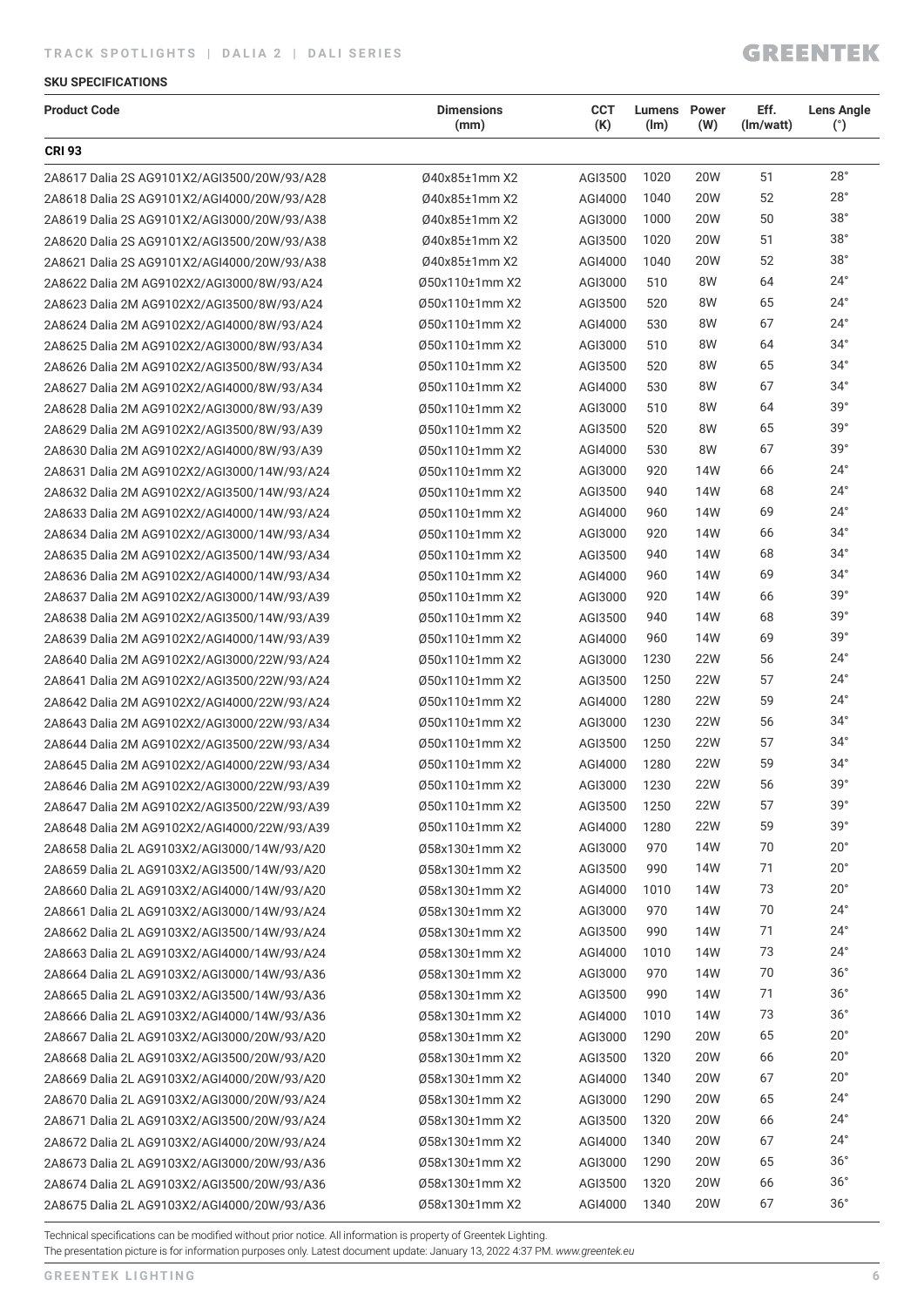**SKU SPECIFICATIONS**

| Product Code | Dimensions (mm) | CCT (K) | Lumens (lm) | Power (W) | Eff. (lm/watt) | Lens Angle (°) |
|---|---|---|---|---|---|---|
| **CRI 93** | | | | | | |
| 2A8617 Dalia 2S AG9101X2/AGI3500/20W/93/A28 | Ø40x85±1mm X2 | AGI3500 | 1020 | 20W | 51 | 28° |
| 2A8618 Dalia 2S AG9101X2/AGI4000/20W/93/A28 | Ø40x85±1mm X2 | AGI4000 | 1040 | 20W | 52 | 28° |
| 2A8619 Dalia 2S AG9101X2/AGI3000/20W/93/A38 | Ø40x85±1mm X2 | AGI3000 | 1000 | 20W | 50 | 38° |
| 2A8620 Dalia 2S AG9101X2/AGI3500/20W/93/A38 | Ø40x85±1mm X2 | AGI3500 | 1020 | 20W | 51 | 38° |
| 2A8621 Dalia 2S AG9101X2/AGI4000/20W/93/A38 | Ø40x85±1mm X2 | AGI4000 | 1040 | 20W | 52 | 38° |
| 2A8622 Dalia 2M AG9102X2/AGI3000/8W/93/A24 | Ø50x110±1mm X2 | AGI3000 | 510 | 8W | 64 | 24° |
| 2A8623 Dalia 2M AG9102X2/AGI3500/8W/93/A24 | Ø50x110±1mm X2 | AGI3500 | 520 | 8W | 65 | 24° |
| 2A8624 Dalia 2M AG9102X2/AGI4000/8W/93/A24 | Ø50x110±1mm X2 | AGI4000 | 530 | 8W | 67 | 24° |
| 2A8625 Dalia 2M AG9102X2/AGI3000/8W/93/A34 | Ø50x110±1mm X2 | AGI3000 | 510 | 8W | 64 | 34° |
| 2A8626 Dalia 2M AG9102X2/AGI3500/8W/93/A34 | Ø50x110±1mm X2 | AGI3500 | 520 | 8W | 65 | 34° |
| 2A8627 Dalia 2M AG9102X2/AGI4000/8W/93/A34 | Ø50x110±1mm X2 | AGI4000 | 530 | 8W | 67 | 34° |
| 2A8628 Dalia 2M AG9102X2/AGI3000/8W/93/A39 | Ø50x110±1mm X2 | AGI3000 | 510 | 8W | 64 | 39° |
| 2A8629 Dalia 2M AG9102X2/AGI3500/8W/93/A39 | Ø50x110±1mm X2 | AGI3500 | 520 | 8W | 65 | 39° |
| 2A8630 Dalia 2M AG9102X2/AGI4000/8W/93/A39 | Ø50x110±1mm X2 | AGI4000 | 530 | 8W | 67 | 39° |
| 2A8631 Dalia 2M AG9102X2/AGI3000/14W/93/A24 | Ø50x110±1mm X2 | AGI3000 | 920 | 14W | 66 | 24° |
| 2A8632 Dalia 2M AG9102X2/AGI3500/14W/93/A24 | Ø50x110±1mm X2 | AGI3500 | 940 | 14W | 68 | 24° |
| 2A8633 Dalia 2M AG9102X2/AGI4000/14W/93/A24 | Ø50x110±1mm X2 | AGI4000 | 960 | 14W | 69 | 24° |
| 2A8634 Dalia 2M AG9102X2/AGI3000/14W/93/A34 | Ø50x110±1mm X2 | AGI3000 | 920 | 14W | 66 | 34° |
| 2A8635 Dalia 2M AG9102X2/AGI3500/14W/93/A34 | Ø50x110±1mm X2 | AGI3500 | 940 | 14W | 68 | 34° |
| 2A8636 Dalia 2M AG9102X2/AGI4000/14W/93/A34 | Ø50x110±1mm X2 | AGI4000 | 960 | 14W | 69 | 34° |
| 2A8637 Dalia 2M AG9102X2/AGI3000/14W/93/A39 | Ø50x110±1mm X2 | AGI3000 | 920 | 14W | 66 | 39° |
| 2A8638 Dalia 2M AG9102X2/AGI3500/14W/93/A39 | Ø50x110±1mm X2 | AGI3500 | 940 | 14W | 68 | 39° |
| 2A8639 Dalia 2M AG9102X2/AGI4000/14W/93/A39 | Ø50x110±1mm X2 | AGI4000 | 960 | 14W | 69 | 39° |
| 2A8640 Dalia 2M AG9102X2/AGI3000/22W/93/A24 | Ø50x110±1mm X2 | AGI3000 | 1230 | 22W | 56 | 24° |
| 2A8641 Dalia 2M AG9102X2/AGI3500/22W/93/A24 | Ø50x110±1mm X2 | AGI3500 | 1250 | 22W | 57 | 24° |
| 2A8642 Dalia 2M AG9102X2/AGI4000/22W/93/A24 | Ø50x110±1mm X2 | AGI4000 | 1280 | 22W | 59 | 24° |
| 2A8643 Dalia 2M AG9102X2/AGI3000/22W/93/A34 | Ø50x110±1mm X2 | AGI3000 | 1230 | 22W | 56 | 34° |
| 2A8644 Dalia 2M AG9102X2/AGI3500/22W/93/A34 | Ø50x110±1mm X2 | AGI3500 | 1250 | 22W | 57 | 34° |
| 2A8645 Dalia 2M AG9102X2/AGI4000/22W/93/A34 | Ø50x110±1mm X2 | AGI4000 | 1280 | 22W | 59 | 34° |
| 2A8646 Dalia 2M AG9102X2/AGI3000/22W/93/A39 | Ø50x110±1mm X2 | AGI3000 | 1230 | 22W | 56 | 39° |
| 2A8647 Dalia 2M AG9102X2/AGI3500/22W/93/A39 | Ø50x110±1mm X2 | AGI3500 | 1250 | 22W | 57 | 39° |
| 2A8648 Dalia 2M AG9102X2/AGI4000/22W/93/A39 | Ø50x110±1mm X2 | AGI4000 | 1280 | 22W | 59 | 39° |
| 2A8658 Dalia 2L AG9103X2/AGI3000/14W/93/A20 | Ø58x130±1mm X2 | AGI3000 | 970 | 14W | 70 | 20° |
| 2A8659 Dalia 2L AG9103X2/AGI3500/14W/93/A20 | Ø58x130±1mm X2 | AGI3500 | 990 | 14W | 71 | 20° |
| 2A8660 Dalia 2L AG9103X2/AGI4000/14W/93/A20 | Ø58x130±1mm X2 | AGI4000 | 1010 | 14W | 73 | 20° |
| 2A8661 Dalia 2L AG9103X2/AGI3000/14W/93/A24 | Ø58x130±1mm X2 | AGI3000 | 970 | 14W | 70 | 24° |
| 2A8662 Dalia 2L AG9103X2/AGI3500/14W/93/A24 | Ø58x130±1mm X2 | AGI3500 | 990 | 14W | 71 | 24° |
| 2A8663 Dalia 2L AG9103X2/AGI4000/14W/93/A24 | Ø58x130±1mm X2 | AGI4000 | 1010 | 14W | 73 | 24° |
| 2A8664 Dalia 2L AG9103X2/AGI3000/14W/93/A36 | Ø58x130±1mm X2 | AGI3000 | 970 | 14W | 70 | 36° |
| 2A8665 Dalia 2L AG9103X2/AGI3500/14W/93/A36 | Ø58x130±1mm X2 | AGI3500 | 990 | 14W | 71 | 36° |
| 2A8666 Dalia 2L AG9103X2/AGI4000/14W/93/A36 | Ø58x130±1mm X2 | AGI4000 | 1010 | 14W | 73 | 36° |
| 2A8667 Dalia 2L AG9103X2/AGI3000/20W/93/A20 | Ø58x130±1mm X2 | AGI3000 | 1290 | 20W | 65 | 20° |
| 2A8668 Dalia 2L AG9103X2/AGI3500/20W/93/A20 | Ø58x130±1mm X2 | AGI3500 | 1320 | 20W | 66 | 20° |
| 2A8669 Dalia 2L AG9103X2/AGI4000/20W/93/A20 | Ø58x130±1mm X2 | AGI4000 | 1340 | 20W | 67 | 20° |
| 2A8670 Dalia 2L AG9103X2/AGI3000/20W/93/A24 | Ø58x130±1mm X2 | AGI3000 | 1290 | 20W | 65 | 24° |
| 2A8671 Dalia 2L AG9103X2/AGI3500/20W/93/A24 | Ø58x130±1mm X2 | AGI3500 | 1320 | 20W | 66 | 24° |
| 2A8672 Dalia 2L AG9103X2/AGI4000/20W/93/A24 | Ø58x130±1mm X2 | AGI4000 | 1340 | 20W | 67 | 24° |
| 2A8673 Dalia 2L AG9103X2/AGI3000/20W/93/A36 | Ø58x130±1mm X2 | AGI3000 | 1290 | 20W | 65 | 36° |
| 2A8674 Dalia 2L AG9103X2/AGI3500/20W/93/A36 | Ø58x130±1mm X2 | AGI3500 | 1320 | 20W | 66 | 36° |
| 2A8675 Dalia 2L AG9103X2/AGI4000/20W/93/A36 | Ø58x130±1mm X2 | AGI4000 | 1340 | 20W | 67 | 36° |

Technical specifications can be modified without prior notice. All information is property of Greentek Lighting.
The presentation picture is for information purposes only. Latest document update: January 13, 2022 4:37 PM. *www.greentek.eu*